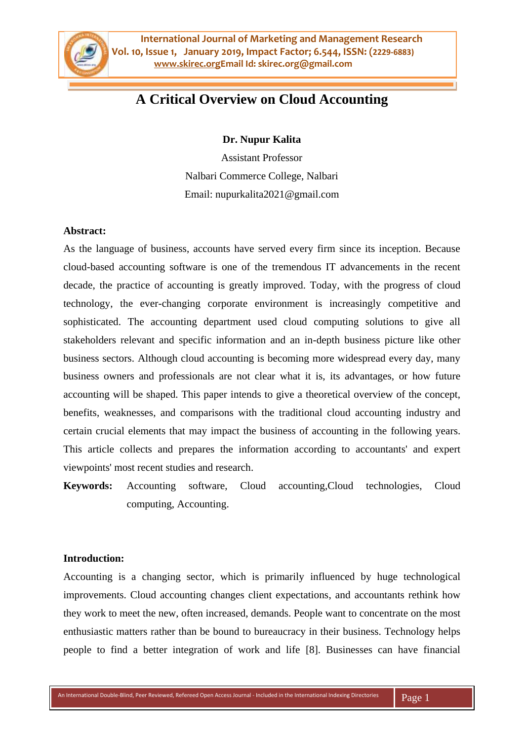# A Critical Overview on Cloud Accounting

**Dr. Nupur Kalita**

Assistant Professor

Nalbari Commerce College, Nalbari

Email: nupurkalita2021@gmail.com

**Abstract:**

As the language of business, accounts have served every firm since its inception. Because cloud-based accounting software is one of the tremendous IT advancements in the recent decade, the practice of accounting is greatly improved. Today, with the progress of cloud technology, the ever-changing corporate environment is increasingly competitive and sophisticated. The accounting department used cloud computing solutions to give all stakeholders relevant and specific information and an in-depth business picture like other business sectors. Although cloud accounting is becoming more widespread every day, many business owners and professionals are not clear what it is, its advantages, or how future accounting will be shaped. This paper intends to give a theoretical overview of the concept, benefits, weaknesses, and comparisons with the traditional cloud accounting industry and certain crucial elements that may impact the business of accounting in the following years. This article collects and prepares the information according to accountants' and expert viewpoints' most recent studies and research.

**Keywords:** Accounting software, Cloud accounting,Cloud technologies, Cloud computing, Accounting.

**Introduction:**

Accounting is a changing sector, which is primarily influenced by huge technological improvements. Cloud accounting changes client expectations, and accountants rethink how they work to meet the new, often increased, demands. People want to concentrate on the most enthusiastic matters rather than be bound to bureaucracy in their business. Technology helps people to find a better integration of work and life [8]. Businesses can have financial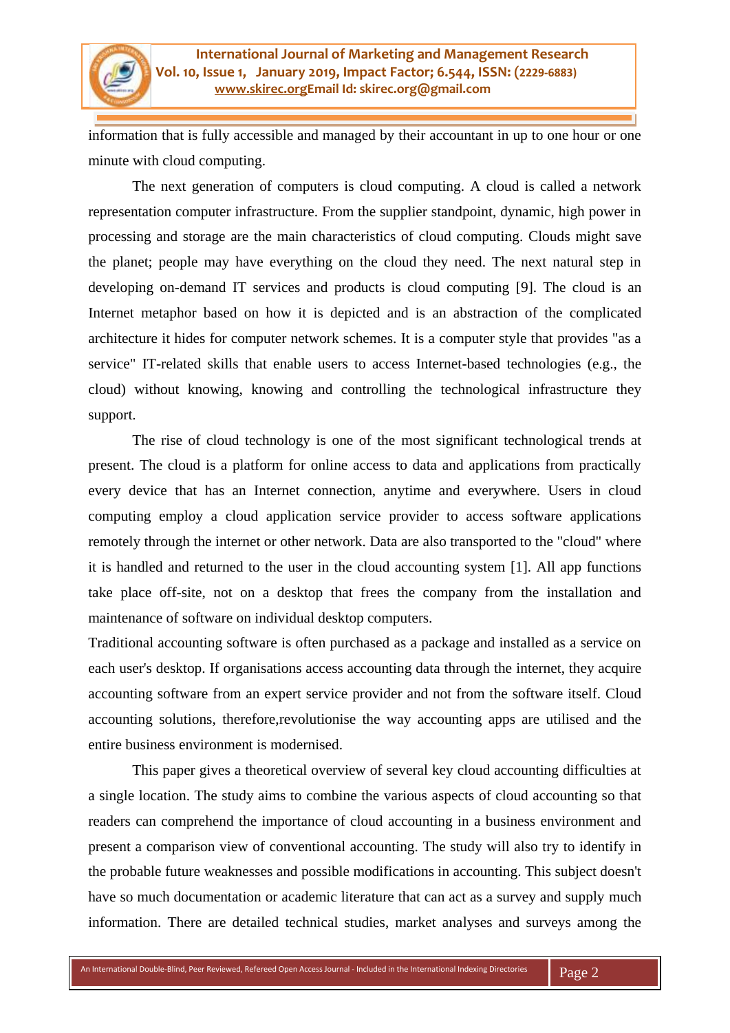information that is fully accessible and managed by their accountant in up to one hour or one minute with cloud computing.

The next generation of computers is cloud computing. A cloud is called a network representation computer infrastructure. From the supplier standpoint, dynamic, high power in processing and storage are the main characteristics of cloud computing. Clouds might save the planet; people may have everything on the cloud they need. The next natural step in developing on-demand IT services and products is cloud computing [9]. The cloud is an Internet metaphor based on how it is depicted and is an abstraction of the complicated architecture it hides for computer network schemes. It is a computer style that provides "as a service" IT-related skills that enable users to access Internet-based technologies (e.g., the cloud) without knowing, knowing and controlling the technological infrastructure they support.

The rise of cloud technology is one of the most significant technological trends at present. The cloud is a platform for online access to data and applications from practically every device that has an Internet connection, anytime and everywhere. Users in cloud computing employ a cloud application service provider to access software applications remotely through the internet or other network. Data are also transported to the "cloud" where it is handled and returned to the user in the cloud accounting system [1]. All app functions take place off-site, not on a desktop that frees the company from the installation and maintenance of software on individual desktop computers.

Traditional accounting software is often purchased as a package and installed as a service on each user's desktop. If organisations access accounting data through the internet, they acquire accounting software from an expert service provider and not from the software itself. Cloud accounting solutions, therefore,revolutionise the way accounting apps are utilised and the entire business environment is modernised.

This paper gives a theoretical overview of several key cloud accounting difficulties at a single location. The study aims to combine the various aspects of cloud accounting so that readers can comprehend the importance of cloud accounting in a business environment and present a comparison view of conventional accounting. The study will also try to identify in the probable future weaknesses and possible modifications in accounting. This subject doesn't have so much documentation or academic literature that can act as a survey and supply much information. There are detailed technical studies, market analyses and surveys among the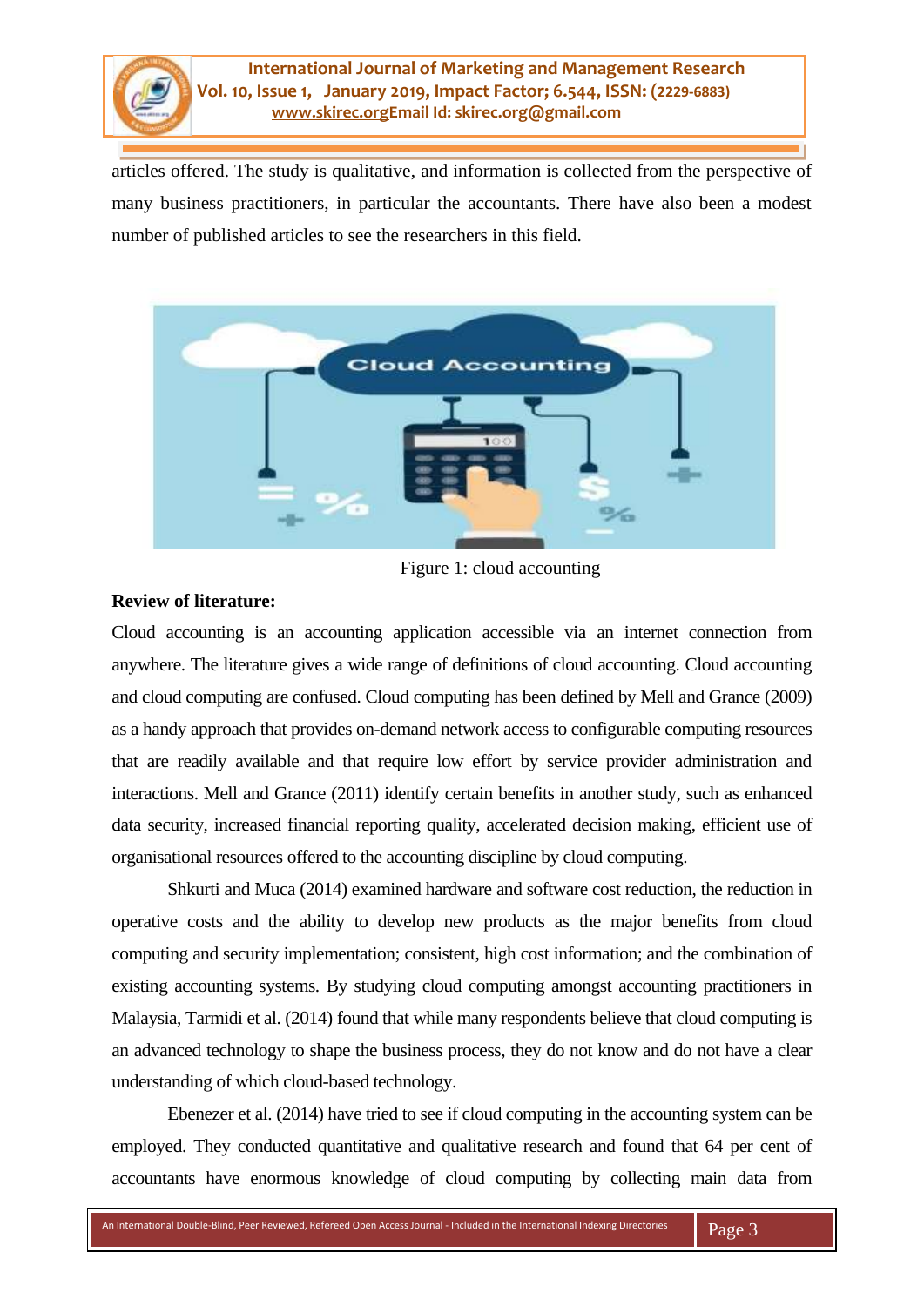articles offered. The study is qualitative, and information is collected from the perspective of many business practitioners, in particular the accountants. There have also been a modest number of published articles to see the researchers in this field.

Figure 1: cloud accounting

**Review of literature:**

Cloud accounting is an accounting application accessible via an internet connection from anywhere. The literature gives a wide range of definitions of cloud accounting. Cloud accounting and cloud computing are confused. Cloud computing has been defined by Mell and Grance (2009) as a handy approach that provides on-demand network access to configurable computing resources that are readily available and that require low effort by service provider administration and interactions. Mell and Grance (2011) identify certain benefits in another study, such as enhanced data security, increased financial reporting quality, accelerated decision making, efficient use of organisational resources offered to the accounting discipline by cloud computing.

Shkurti and Muca (2014) examined hardware and software cost reduction, the reduction in operative costs and the ability to develop new products as the major benefits from cloud computing and security implementation; consistent, high cost information; and the combination of existing accounting systems. By studying cloud computing amongst accounting practitioners in Malaysia, Tarmidi et al. (2014) found that while many respondents believe that cloud computing is an advanced technology to shape the business process, they do not know and do not have a clear understanding of which cloud-based technology.

Ebenezer et al. (2014) have tried to see if cloud computing in the accounting system can be employed. They conducted quantitative and qualitative research and found that 64 per cent of accountants have enormous knowledge of cloud computing by collecting main data from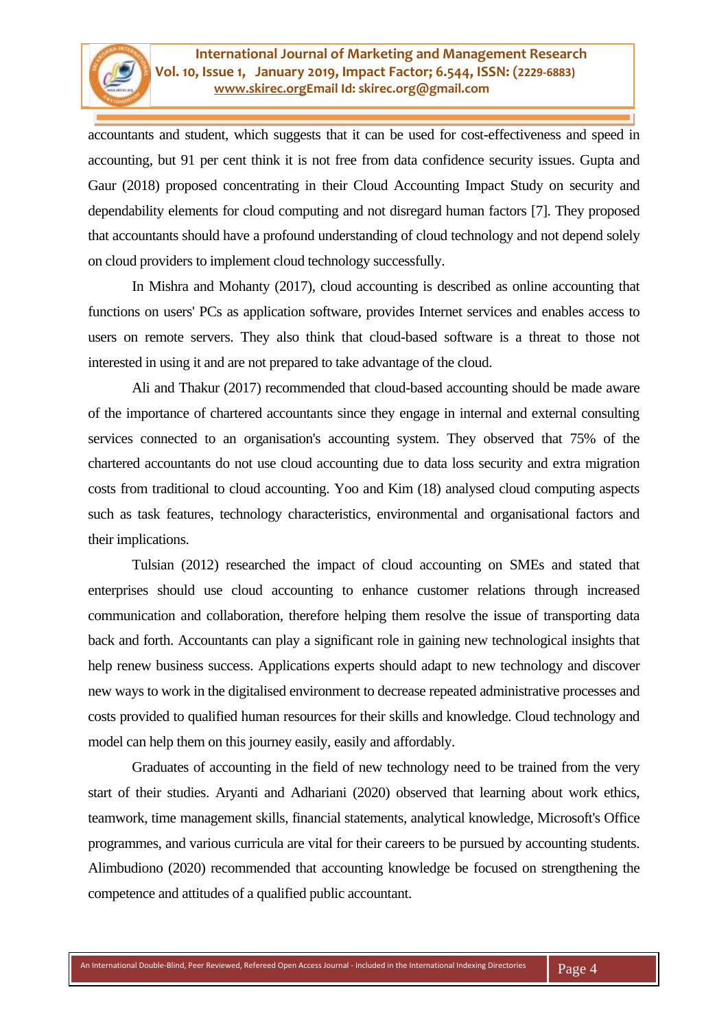accountants and student, which suggests that it can be used for cost-effectiveness and speed in accounting, but 91 per cent think it is not free from data confidence security issues. Gupta and Gaur (2018) proposed concentrating in their Cloud Accounting Impact Study on security and dependability elements for cloud computing and not disregard human factors [7]. They proposed that accountants should have a profound understanding of cloud technology and not depend solely on cloud providers to implement cloud technology successfully.

In Mishra and Mohanty (2017), cloud accounting is described as online accounting that functions on users' PCs as application software, provides Internet services and enables access to users on remote servers. They also think that cloud-based software is a threat to those not interested in using it and are not prepared to take advantage of the cloud.

Ali and Thakur (2017) recommended that cloud-based accounting should be made aware of the importance of chartered accountants since they engage in internal and external consulting services connected to an organisation's accounting system. They observed that 75% of the chartered accountants do not use cloud accounting due to data loss security and extra migration costs from traditional to cloud accounting. Yoo and Kim (18) analysed cloud computing aspects such as task features, technology characteristics, environmental and organisational factors and their implications.

Tulsian (2012) researched the impact of cloud accounting on SMEs and stated that enterprises should use cloud accounting to enhance customer relations through increased communication and collaboration, therefore helping them resolve the issue of transporting data back and forth. Accountants can play a significant role in gaining new technological insights that help renew business success. Applications experts should adapt to new technology and discover new ways to work in the digitalised environment to decrease repeated administrative processes and costs provided to qualified human resources for their skills and knowledge. Cloud technology and model can help them on this journey easily, easily and affordably.

Graduates of accounting in the field of new technology need to be trained from the very start of their studies. Aryanti and Adhariani (2020) observed that learning about work ethics, teamwork, time management skills, financial statements, analytical knowledge, Microsoft's Office programmes, and various curricula are vital for their careers to be pursued by accounting students. Alimbudiono (2020) recommended that accounting knowledge be focused on strengthening the competence and attitudes of a qualified public accountant.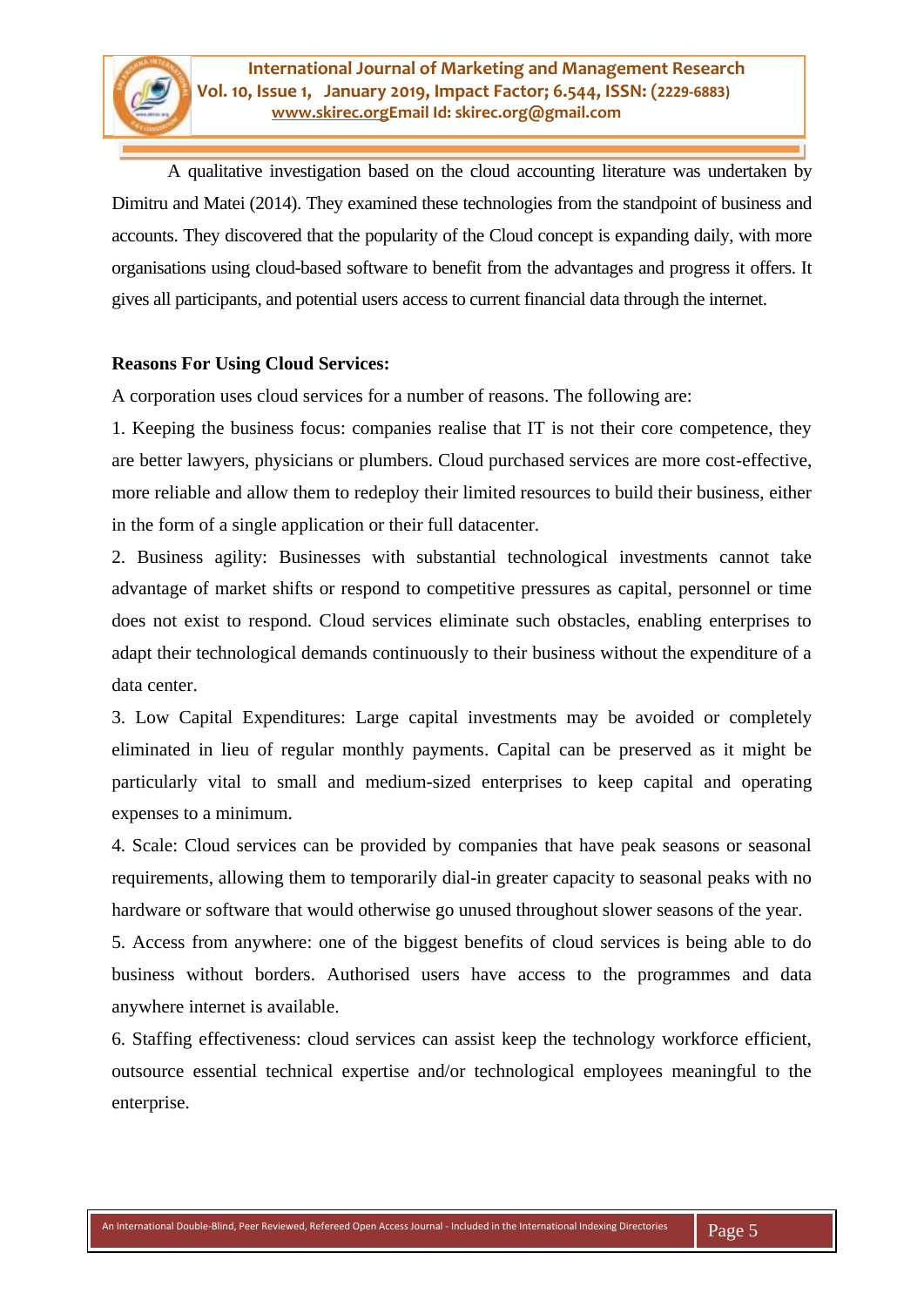A qualitative investigation based on the cloud accounting literature was undertaken by Dimitru and Matei (2014). They examined these technologies from the standpoint of business and accounts. They discovered that the popularity of the Cloud concept is expanding daily, with more organisations using cloud-based software to benefit from the advantages and progress it offers. It gives all participants, and potential users access to current financial data through the internet.

**Reasons For Using Cloud Services:**

A corporation uses cloud services for a number of reasons. The following are:

1. Keeping the business focus: companies realise that IT is not their core competence, they are better lawyers, physicians or plumbers. Cloud purchased services are more cost-effective, more reliable and allow them to redeploy their limited resources to build their business, either in the form of a single application or their full datacenter.
2. Business agility: Businesses with substantial technological investments cannot take advantage of market shifts or respond to competitive pressures as capital, personnel or time does not exist to respond. Cloud services eliminate such obstacles, enabling enterprises to adapt their technological demands continuously to their business without the expenditure of a data center.
3. Low Capital Expenditures: Large capital investments may be avoided or completely eliminated in lieu of regular monthly payments. Capital can be preserved as it might be particularly vital to small and medium-sized enterprises to keep capital and operating expenses to a minimum.
4. Scale: Cloud services can be provided by companies that have peak seasons or seasonal requirements, allowing them to temporarily dial-in greater capacity to seasonal peaks with no hardware or software that would otherwise go unused throughout slower seasons of the year.
5. Access from anywhere: one of the biggest benefits of cloud services is being able to do business without borders. Authorised users have access to the programmes and data anywhere internet is available.
6. Staffing effectiveness: cloud services can assist keep the technology workforce efficient, outsource essential technical expertise and/or technological employees meaningful to the enterprise.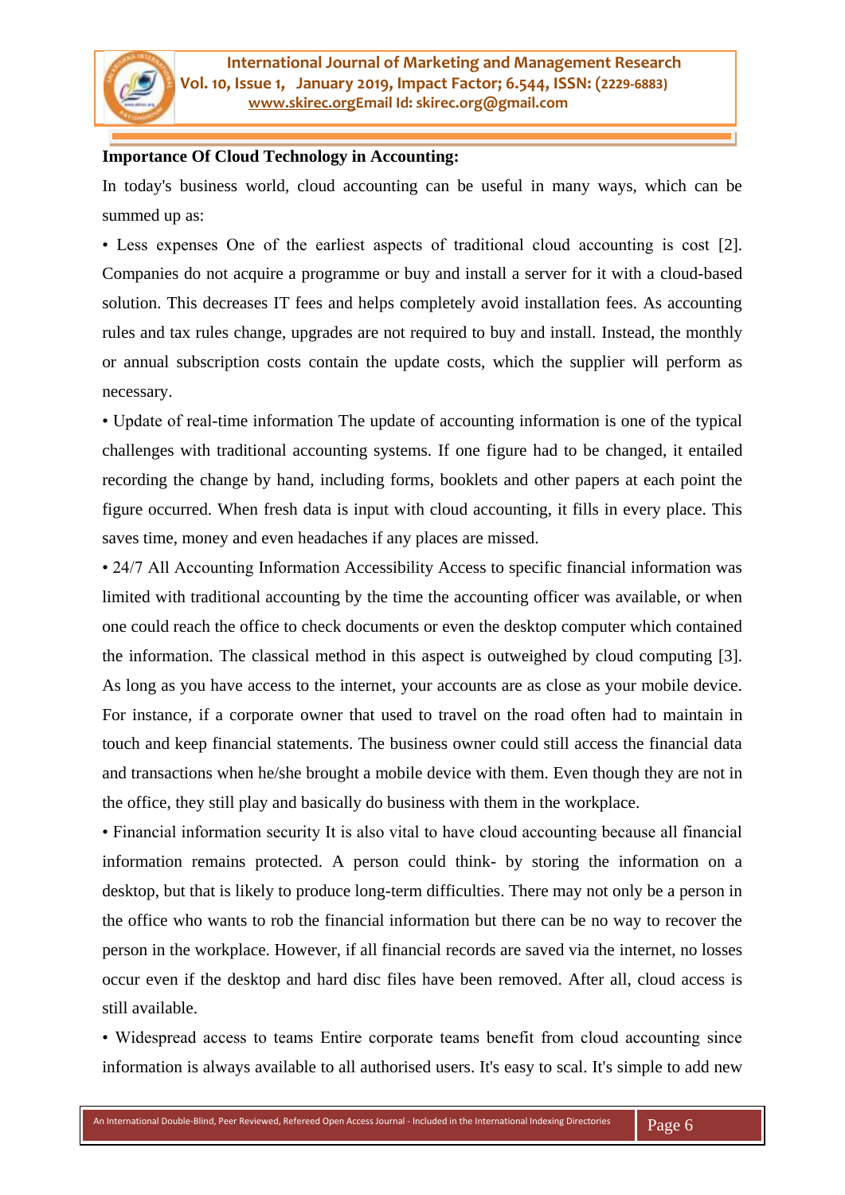**Importance Of Cloud Technology in Accounting:**

In today's business world, cloud accounting can be useful in many ways, which can be summed up as:

• Less expenses One of the earliest aspects of traditional cloud accounting is cost [2]. Companies do not acquire a programme or buy and install a server for it with a cloud-based solution. This decreases IT fees and helps completely avoid installation fees. As accounting rules and tax rules change, upgrades are not required to buy and install. Instead, the monthly or annual subscription costs contain the update costs, which the supplier will perform as necessary.

• Update of real-time information The update of accounting information is one of the typical challenges with traditional accounting systems. If one figure had to be changed, it entailed recording the change by hand, including forms, booklets and other papers at each point the figure occurred. When fresh data is input with cloud accounting, it fills in every place. This saves time, money and even headaches if any places are missed.

• 24/7 All Accounting Information Accessibility Access to specific financial information was limited with traditional accounting by the time the accounting officer was available, or when one could reach the office to check documents or even the desktop computer which contained the information. The classical method in this aspect is outweighed by cloud computing [3]. As long as you have access to the internet, your accounts are as close as your mobile device. For instance, if a corporate owner that used to travel on the road often had to maintain in touch and keep financial statements. The business owner could still access the financial data and transactions when he/she brought a mobile device with them. Even though they are not in the office, they still play and basically do business with them in the workplace.

• Financial information security It is also vital to have cloud accounting because all financial information remains protected. A person could think- by storing the information on a desktop, but that is likely to produce long-term difficulties. There may not only be a person in the office who wants to rob the financial information but there can be no way to recover the person in the workplace. However, if all financial records are saved via the internet, no losses occur even if the desktop and hard disc files have been removed. After all, cloud access is still available.

• Widespread access to teams Entire corporate teams benefit from cloud accounting since information is always available to all authorised users. It's easy to scal. It's simple to add new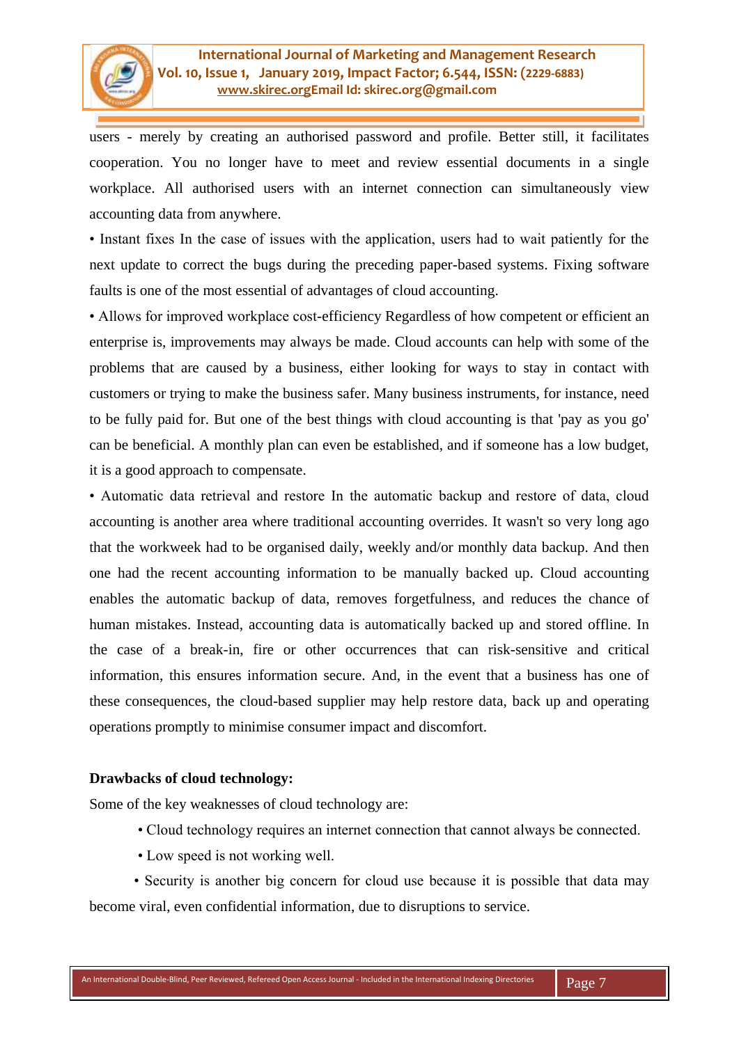users - merely by creating an authorised password and profile. Better still, it facilitates cooperation. You no longer have to meet and review essential documents in a single workplace. All authorised users with an internet connection can simultaneously view accounting data from anywhere.

• Instant fixes In the case of issues with the application, users had to wait patiently for the next update to correct the bugs during the preceding paper-based systems. Fixing software faults is one of the most essential of advantages of cloud accounting.

• Allows for improved workplace cost-efficiency Regardless of how competent or efficient an enterprise is, improvements may always be made. Cloud accounts can help with some of the problems that are caused by a business, either looking for ways to stay in contact with customers or trying to make the business safer. Many business instruments, for instance, need to be fully paid for. But one of the best things with cloud accounting is that 'pay as you go' can be beneficial. A monthly plan can even be established, and if someone has a low budget, it is a good approach to compensate.

• Automatic data retrieval and restore In the automatic backup and restore of data, cloud accounting is another area where traditional accounting overrides. It wasn't so very long ago that the workweek had to be organised daily, weekly and/or monthly data backup. And then one had the recent accounting information to be manually backed up. Cloud accounting enables the automatic backup of data, removes forgetfulness, and reduces the chance of human mistakes. Instead, accounting data is automatically backed up and stored offline. In the case of a break-in, fire or other occurrences that can risk-sensitive and critical information, this ensures information secure. And, in the event that a business has one of these consequences, the cloud-based supplier may help restore data, back up and operating operations promptly to minimise consumer impact and discomfort.

**Drawbacks of cloud technology:**

Some of the key weaknesses of cloud technology are:

- Cloud technology requires an internet connection that cannot always be connected.
- Low speed is not working well.
- Security is another big concern for cloud use because it is possible that data may become viral, even confidential information, due to disruptions to service.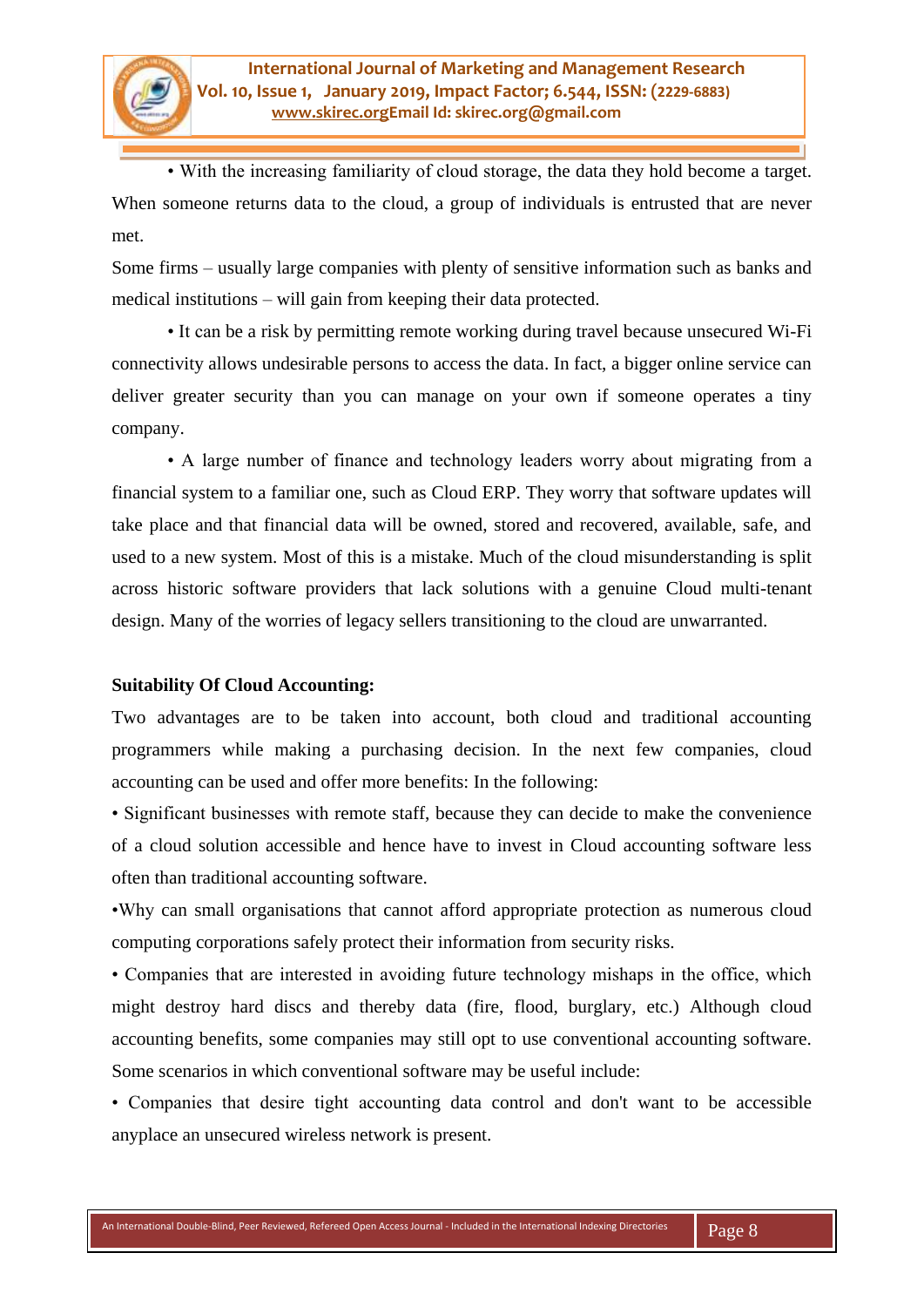• With the increasing familiarity of cloud storage, the data they hold become a target. When someone returns data to the cloud, a group of individuals is entrusted that are never met.

Some firms – usually large companies with plenty of sensitive information such as banks and medical institutions – will gain from keeping their data protected.

• It can be a risk by permitting remote working during travel because unsecured Wi-Fi connectivity allows undesirable persons to access the data. In fact, a bigger online service can deliver greater security than you can manage on your own if someone operates a tiny company.

• A large number of finance and technology leaders worry about migrating from a financial system to a familiar one, such as Cloud ERP. They worry that software updates will take place and that financial data will be owned, stored and recovered, available, safe, and used to a new system. Most of this is a mistake. Much of the cloud misunderstanding is split across historic software providers that lack solutions with a genuine Cloud multi-tenant design. Many of the worries of legacy sellers transitioning to the cloud are unwarranted.

**Suitability Of Cloud Accounting:**

Two advantages are to be taken into account, both cloud and traditional accounting programmers while making a purchasing decision. In the next few companies, cloud accounting can be used and offer more benefits: In the following:

• Significant businesses with remote staff, because they can decide to make the convenience of a cloud solution accessible and hence have to invest in Cloud accounting software less often than traditional accounting software.

•Why can small organisations that cannot afford appropriate protection as numerous cloud computing corporations safely protect their information from security risks.

• Companies that are interested in avoiding future technology mishaps in the office, which might destroy hard discs and thereby data (fire, flood, burglary, etc.) Although cloud accounting benefits, some companies may still opt to use conventional accounting software. Some scenarios in which conventional software may be useful include:

• Companies that desire tight accounting data control and don't want to be accessible anyplace an unsecured wireless network is present.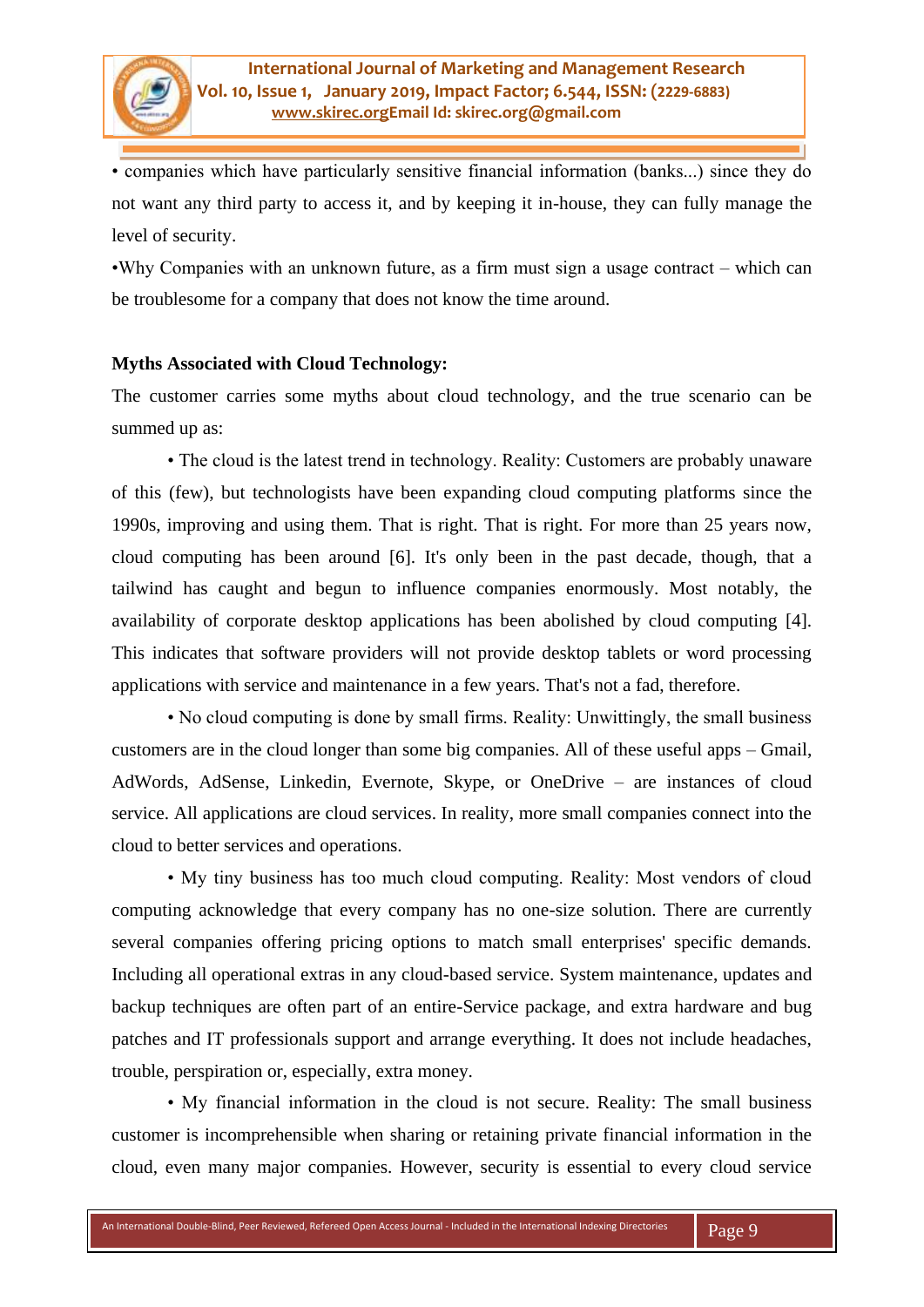• companies which have particularly sensitive financial information (banks...) since they do not want any third party to access it, and by keeping it in-house, they can fully manage the level of security.

•Why Companies with an unknown future, as a firm must sign a usage contract – which can be troublesome for a company that does not know the time around.

**Myths Associated with Cloud Technology:**

The customer carries some myths about cloud technology, and the true scenario can be summed up as:

• The cloud is the latest trend in technology. Reality: Customers are probably unaware of this (few), but technologists have been expanding cloud computing platforms since the 1990s, improving and using them. That is right. That is right. For more than 25 years now, cloud computing has been around [6]. It's only been in the past decade, though, that a tailwind has caught and begun to influence companies enormously. Most notably, the availability of corporate desktop applications has been abolished by cloud computing [4]. This indicates that software providers will not provide desktop tablets or word processing applications with service and maintenance in a few years. That's not a fad, therefore.

• No cloud computing is done by small firms. Reality: Unwittingly, the small business customers are in the cloud longer than some big companies. All of these useful apps – Gmail, AdWords, AdSense, Linkedin, Evernote, Skype, or OneDrive – are instances of cloud service. All applications are cloud services. In reality, more small companies connect into the cloud to better services and operations.

• My tiny business has too much cloud computing. Reality: Most vendors of cloud computing acknowledge that every company has no one-size solution. There are currently several companies offering pricing options to match small enterprises' specific demands. Including all operational extras in any cloud-based service. System maintenance, updates and backup techniques are often part of an entire-Service package, and extra hardware and bug patches and IT professionals support and arrange everything. It does not include headaches, trouble, perspiration or, especially, extra money.

• My financial information in the cloud is not secure. Reality: The small business customer is incomprehensible when sharing or retaining private financial information in the cloud, even many major companies. However, security is essential to every cloud service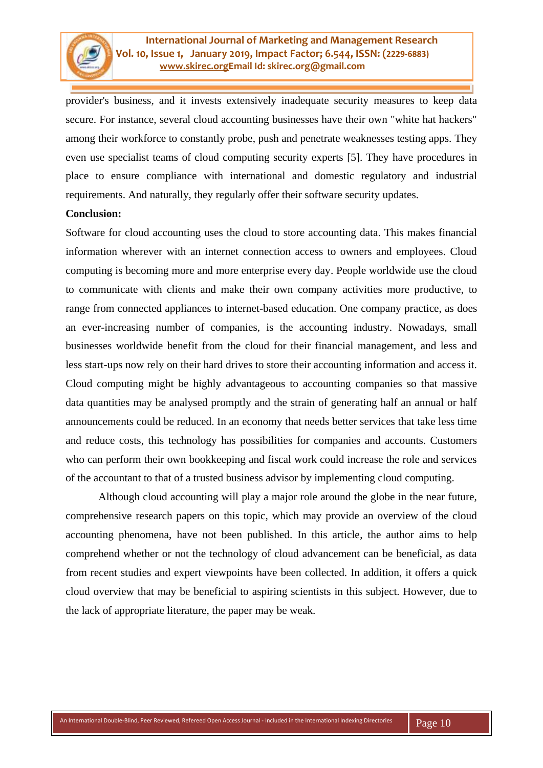provider's business, and it invests extensively inadequate security measures to keep data secure. For instance, several cloud accounting businesses have their own "white hat hackers" among their workforce to constantly probe, push and penetrate weaknesses testing apps. They even use specialist teams of cloud computing security experts [5]. They have procedures in place to ensure compliance with international and domestic regulatory and industrial requirements. And naturally, they regularly offer their software security updates.

**Conclusion:**

Software for cloud accounting uses the cloud to store accounting data. This makes financial information wherever with an internet connection access to owners and employees. Cloud computing is becoming more and more enterprise every day. People worldwide use the cloud to communicate with clients and make their own company activities more productive, to range from connected appliances to internet-based education. One company practice, as does an ever-increasing number of companies, is the accounting industry. Nowadays, small businesses worldwide benefit from the cloud for their financial management, and less and less start-ups now rely on their hard drives to store their accounting information and access it. Cloud computing might be highly advantageous to accounting companies so that massive data quantities may be analysed promptly and the strain of generating half an annual or half announcements could be reduced. In an economy that needs better services that take less time and reduce costs, this technology has possibilities for companies and accounts. Customers who can perform their own bookkeeping and fiscal work could increase the role and services of the accountant to that of a trusted business advisor by implementing cloud computing.

Although cloud accounting will play a major role around the globe in the near future, comprehensive research papers on this topic, which may provide an overview of the cloud accounting phenomena, have not been published. In this article, the author aims to help comprehend whether or not the technology of cloud advancement can be beneficial, as data from recent studies and expert viewpoints have been collected. In addition, it offers a quick cloud overview that may be beneficial to aspiring scientists in this subject. However, due to the lack of appropriate literature, the paper may be weak.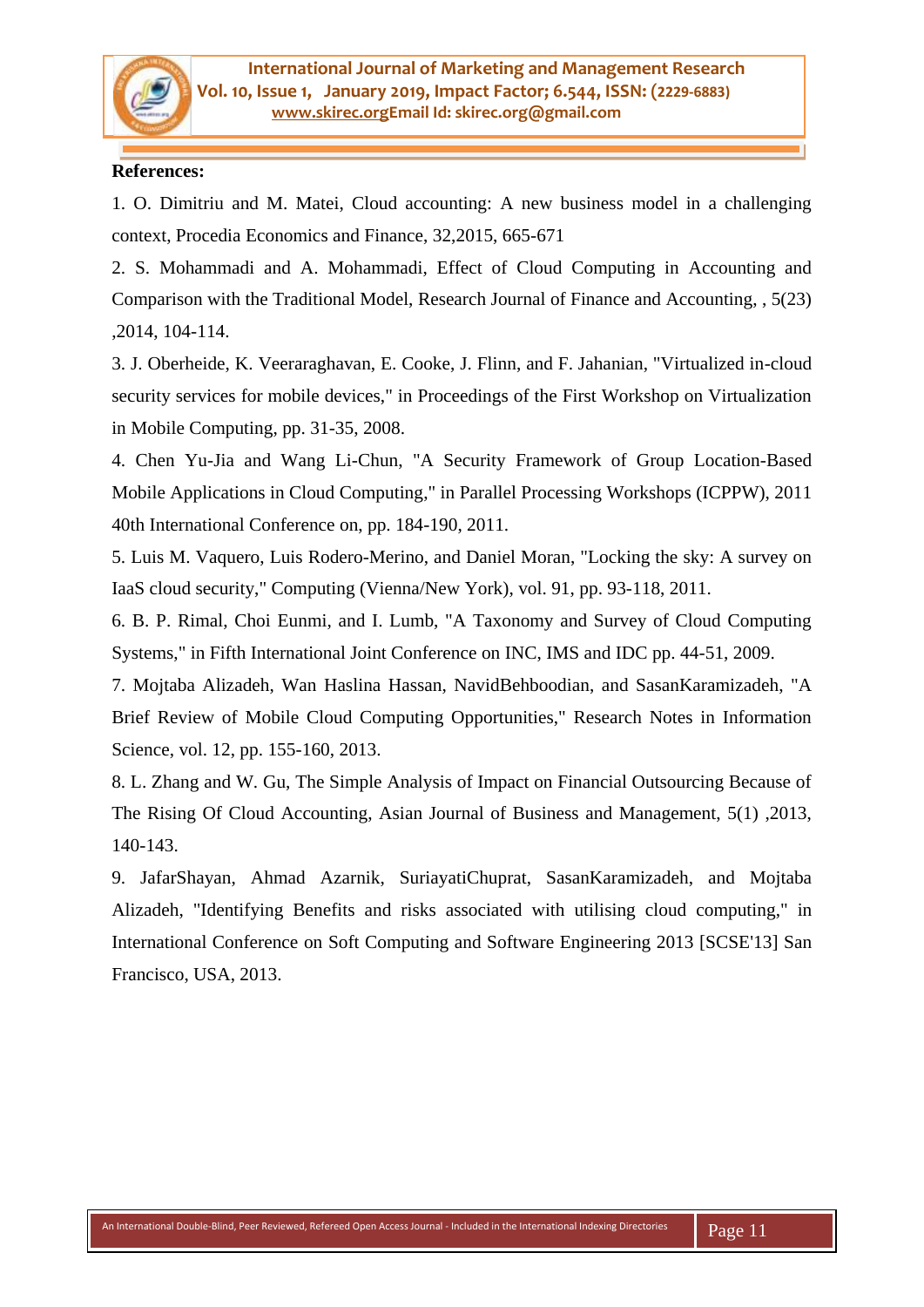**References:**

1. O. Dimitriu and M. Matei, Cloud accounting: A new business model in a challenging context, Procedia Economics and Finance, 32,2015, 665-671

2. S. Mohammadi and A. Mohammadi, Effect of Cloud Computing in Accounting and Comparison with the Traditional Model, Research Journal of Finance and Accounting, , 5(23) ,2014, 104-114.

3. J. Oberheide, K. Veeraraghavan, E. Cooke, J. Flinn, and F. Jahanian, "Virtualized in-cloud security services for mobile devices," in Proceedings of the First Workshop on Virtualization in Mobile Computing, pp. 31-35, 2008.

4. Chen Yu-Jia and Wang Li-Chun, "A Security Framework of Group Location-Based Mobile Applications in Cloud Computing," in Parallel Processing Workshops (ICPPW), 2011 40th International Conference on, pp. 184-190, 2011.

5. Luis M. Vaquero, Luis Rodero-Merino, and Daniel Moran, "Locking the sky: A survey on IaaS cloud security," Computing (Vienna/New York), vol. 91, pp. 93-118, 2011.

6. B. P. Rimal, Choi Eunmi, and I. Lumb, "A Taxonomy and Survey of Cloud Computing Systems," in Fifth International Joint Conference on INC, IMS and IDC pp. 44-51, 2009.

7. Mojtaba Alizadeh, Wan Haslina Hassan, NavidBehboodian, and SasanKaramizadeh, "A Brief Review of Mobile Cloud Computing Opportunities," Research Notes in Information Science, vol. 12, pp. 155-160, 2013.

8. L. Zhang and W. Gu, The Simple Analysis of Impact on Financial Outsourcing Because of The Rising Of Cloud Accounting, Asian Journal of Business and Management, 5(1) ,2013, 140-143.

9. JafarShayan, Ahmad Azarnik, SuriayatiChuprat, SasanKaramizadeh, and Mojtaba Alizadeh, "Identifying Benefits and risks associated with utilising cloud computing," in International Conference on Soft Computing and Software Engineering 2013 [SCSE'13] San Francisco, USA, 2013.